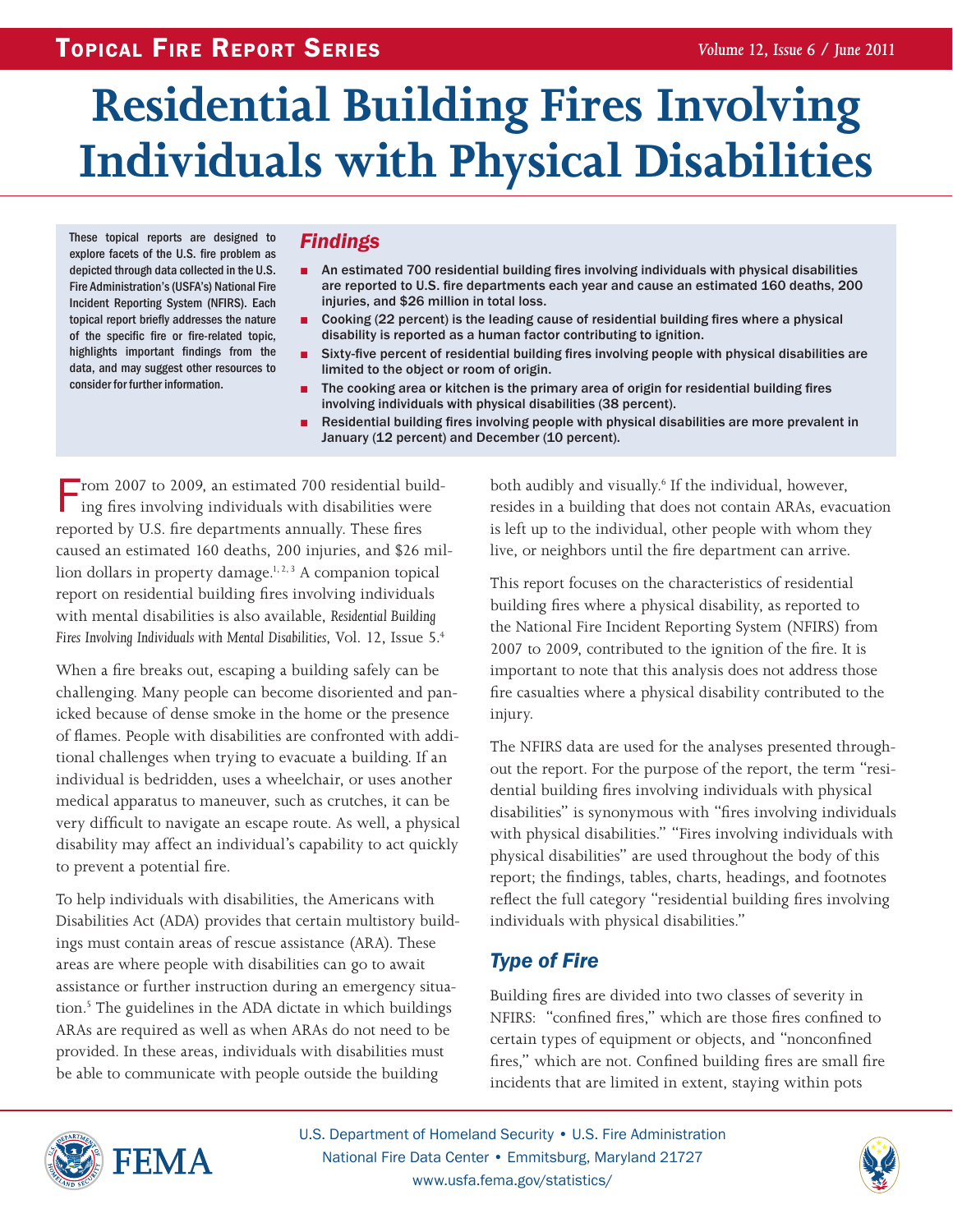# Residential Building Fires Involving Individuals with Physical Disabilities

These topical reports are designed to explore facets of the U.S. fire problem as depicted through data collected in the U.S. Fire Administration's (USFA's) National Fire Incident Reporting System (NFIRS). Each topical report briefly addresses the nature of the specific fire or fire-related topic, highlights important findings from the data, and may suggest other resources to consider for further information.

## *Findings*

- An estimated 700 residential building fires involving individuals with physical disabilities are reported to U.S. fire departments each year and cause an estimated 160 deaths, 200 injuries, and $26 million in total loss.
- Cooking (22 percent) is the leading cause of residential building fires where a physical disability is reported as a human factor contributing to ignition.
- Sixty-five percent of residential building fires involving people with physical disabilities are limited to the object or room of origin.
- The cooking area or kitchen is the primary area of origin for residential building fires involving individuals with physical disabilities (38 percent).
- Residential building fires involving people with physical disabilities are more prevalent in January (12 percent) and December (10 percent).

From 2007 to 2009, an estimated 700 residential building fires involving individuals with disabilities were reported by U.S. fire departments annually. These fires caused an estimated 160 deaths, 200 injuries, and $26 million dollars in property damage.[1, 2, 3] A companion topical report on residential building fires involving individuals with mental disabilities is also available, *Residential Building Fires Involving Individuals with Mental Disabilities*, Vol. 12, Issue 5.[4]

When a fire breaks out, escaping a building safely can be challenging. Many people can become disoriented and panicked because of dense smoke in the home or the presence of flames. People with disabilities are confronted with additional challenges when trying to evacuate a building. If an individual is bedridden, uses a wheelchair, or uses another medical apparatus to maneuver, such as crutches, it can be very difficult to navigate an escape route. As well, a physical disability may affect an individual's capability to act quickly to prevent a potential fire.

To help individuals with disabilities, the Americans with Disabilities Act (ADA) provides that certain multistory buildings must contain areas of rescue assistance (ARA). These areas are where people with disabilities can go to await assistance or further instruction during an emergency situation.[5] The guidelines in the ADA dictate in which buildings ARAs are required as well as when ARAs do not need to be provided. In these areas, individuals with disabilities must be able to communicate with people outside the building both audibly and visually.[6] If the individual, however, resides in a building that does not contain ARAs, evacuation is left up to the individual, other people with whom they live, or neighbors until the fire department can arrive.

This report focuses on the characteristics of residential building fires where a physical disability, as reported to the National Fire Incident Reporting System (NFIRS) from 2007 to 2009, contributed to the ignition of the fire. It is important to note that this analysis does not address those fire casualties where a physical disability contributed to the injury.

The NFIRS data are used for the analyses presented throughout the report. For the purpose of the report, the term "residential building fires involving individuals with physical disabilities" is synonymous with "fires involving individuals with physical disabilities." "Fires involving individuals with physical disabilities" are used throughout the body of this report; the findings, tables, charts, headings, and footnotes reflect the full category "residential building fires involving individuals with physical disabilities."

## *Type of Fire*

Building fires are divided into two classes of severity in NFIRS: "confined fires," which are those fires confined to certain types of equipment or objects, and "nonconfined fires," which are not. Confined building fires are small fire incidents that are limited in extent, staying within pots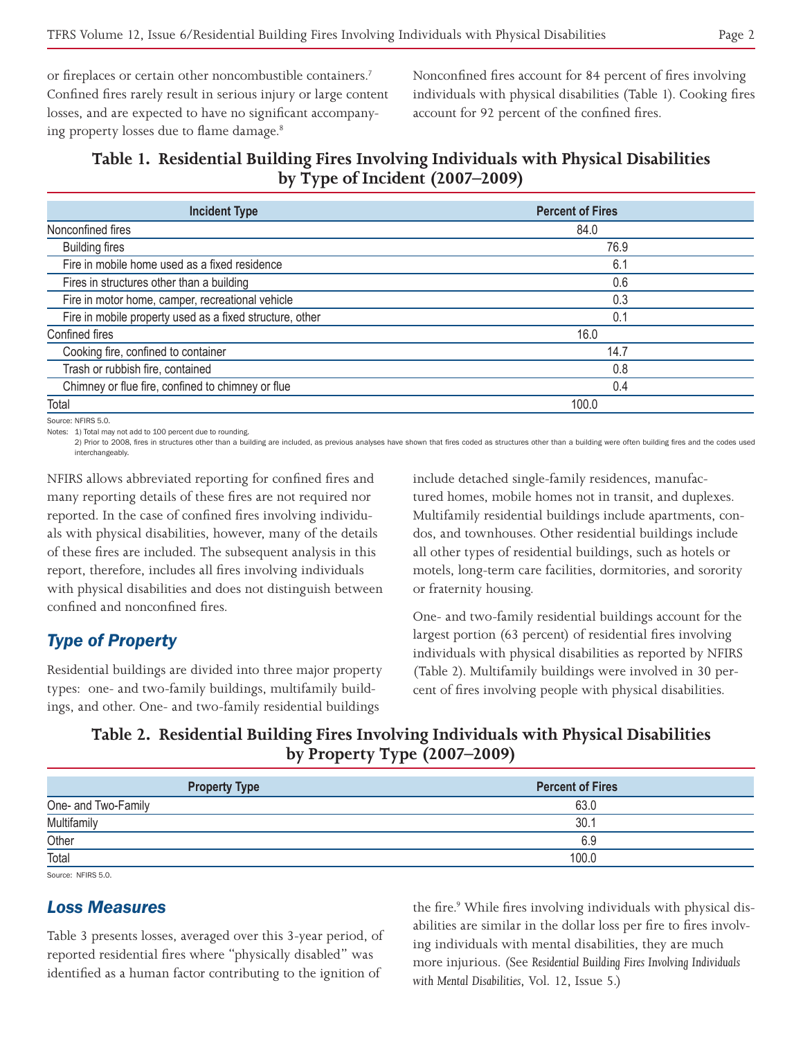or fireplaces or certain other noncombustible containers.[7] Confined fires rarely result in serious injury or large content losses, and are expected to have no significant accompanying property losses due to flame damage.[8]

Nonconfined fires account for 84 percent of fires involving individuals with physical disabilities (Table 1). Cooking fires account for 92 percent of the confined fires.

**Table 1. Residential Building Fires Involving Individuals with Physical Disabilities by Type of Incident (2007–2009)**

| Incident Type | Percent of Fires |
|---|---|
| Nonconfined fires | 84.0 |
| Building fires | 76.9 |
| Fire in mobile home used as a fixed residence | 6.1 |
| Fires in structures other than a building | 0.6 |
| Fire in motor home, camper, recreational vehicle | 0.3 |
| Fire in mobile property used as a fixed structure, other | 0.1 |
| Confined fires | 16.0 |
| Cooking fire, confined to container | 14.7 |
| Trash or rubbish fire, contained | 0.8 |
| Chimney or flue fire, confined to chimney or flue | 0.4 |
| Total | 100.0 |

Source: NFIRS 5.0.

Notes: 1) Total may not add to 100 percent due to rounding.
2) Prior to 2008, fires in structures other than a building are included, as previous analyses have shown that fires coded as structures other than a building were often building fires and the codes used interchangeably.

NFIRS allows abbreviated reporting for confined fires and many reporting details of these fires are not required nor reported. In the case of confined fires involving individuals with physical disabilities, however, many of the details of these fires are included. The subsequent analysis in this report, therefore, includes all fires involving individuals with physical disabilities and does not distinguish between confined and nonconfined fires.

## Type of Property

Residential buildings are divided into three major property types: one- and two-family buildings, multifamily buildings, and other. One- and two-family residential buildings include detached single-family residences, manufactured homes, mobile homes not in transit, and duplexes. Multifamily residential buildings include apartments, condos, and townhouses. Other residential buildings include all other types of residential buildings, such as hotels or motels, long-term care facilities, dormitories, and sorority or fraternity housing.

One- and two-family residential buildings account for the largest portion (63 percent) of residential fires involving individuals with physical disabilities as reported by NFIRS (Table 2). Multifamily buildings were involved in 30 percent of fires involving people with physical disabilities.

**Table 2. Residential Building Fires Involving Individuals with Physical Disabilities by Property Type (2007–2009)**

| Property Type | Percent of Fires |
|---|---|
| One- and Two-Family | 63.0 |
| Multifamily | 30.1 |
| Other | 6.9 |
| Total | 100.0 |

Source: NFIRS 5.0.

## Loss Measures

Table 3 presents losses, averaged over this 3-year period, of reported residential fires where "physically disabled" was identified as a human factor contributing to the ignition of the fire.[9] While fires involving individuals with physical disabilities are similar in the dollar loss per fire to fires involving individuals with mental disabilities, they are much more injurious. (See *Residential Building Fires Involving Individuals with Mental Disabilities*, Vol. 12, Issue 5.)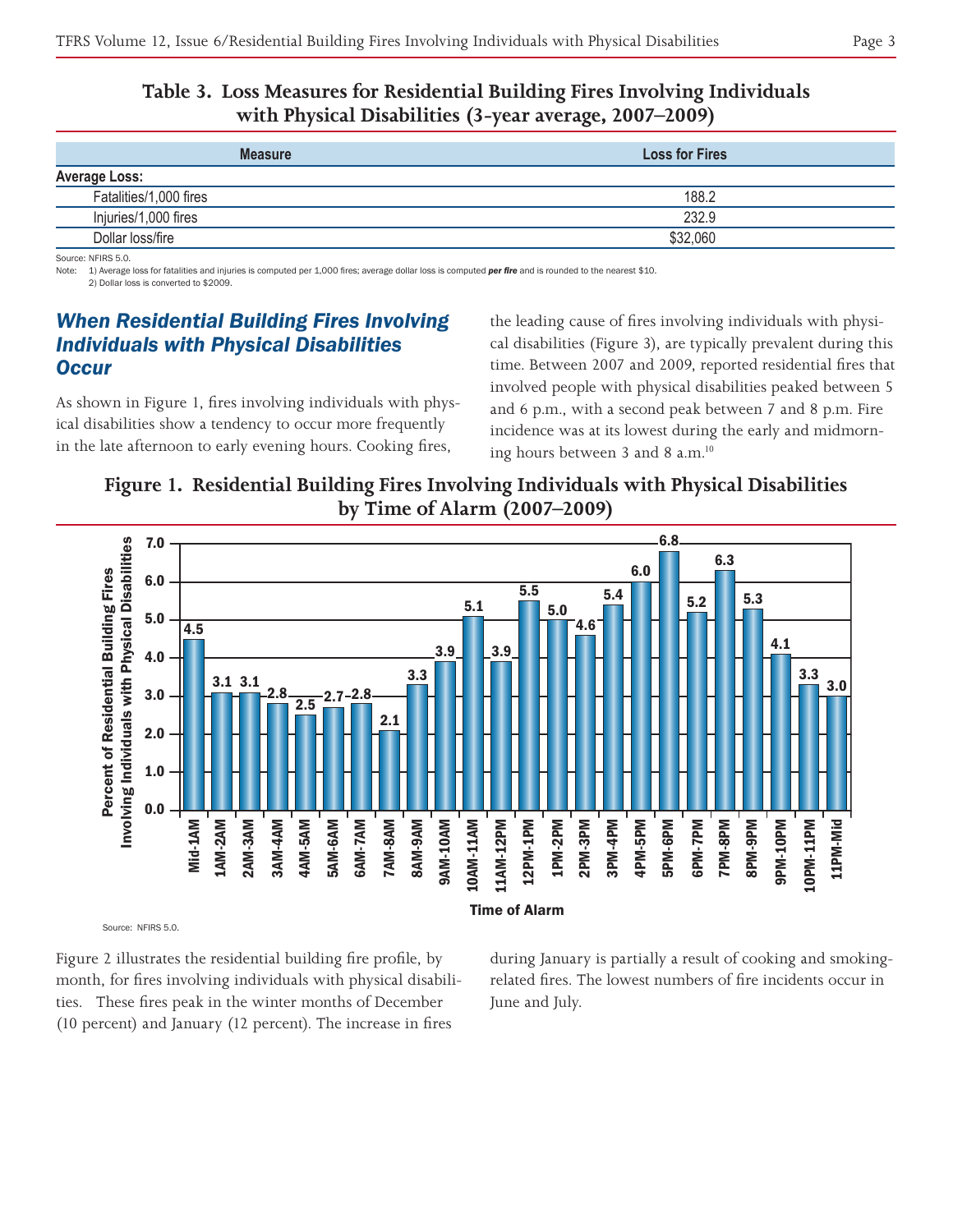**Table 3. Loss Measures for Residential Building Fires Involving Individuals with Physical Disabilities (3-year average, 2007–2009)**

| Measure | Loss for Fires |
|---|---|
| **Average Loss:** | |
| Fatalities/1,000 fires | 188.2 |
| Injuries/1,000 fires | 232.9 |
| Dollar loss/fire | $32,060 |

Source: NFIRS 5.0.
Note: 1) Average loss for fatalities and injuries is computed per 1,000 fires; average dollar loss is computed ***per fire*** and is rounded to the nearest $10.
2) Dollar loss is converted to $2009.

## *When Residential Building Fires Involving Individuals with Physical Disabilities Occur*

As shown in Figure 1, fires involving individuals with physical disabilities show a tendency to occur more frequently in the late afternoon to early evening hours. Cooking fires, the leading cause of fires involving individuals with physical disabilities (Figure 3), are typically prevalent during this time. Between 2007 and 2009, reported residential fires that involved people with physical disabilities peaked between 5 and 6 p.m., with a second peak between 7 and 8 p.m. Fire incidence was at its lowest during the early and midmorning hours between 3 and 8 a.m.[10]

**Figure 1. Residential Building Fires Involving Individuals with Physical Disabilities by Time of Alarm (2007–2009)**

| Time of Alarm | Percent of Residential Building Fires Involving Individuals with Physical Disabilities |
|---|---|
| Mid-1AM | 4.5 |
| 1AM-2AM | 3.1 |
| 2AM-3AM | 3.1 |
| 3AM-4AM | 2.8 |
| 4AM-5AM | 2.5 |
| 5AM-6AM | 2.7 |
| 6AM-7AM | 2.8 |
| 7AM-8AM | 2.1 |
| 8AM-9AM | 3.3 |
| 9AM-10AM | 3.9 |
| 10AM-11AM | 5.1 |
| 11AM-12PM | 3.9 |
| 12PM-1PM | 5.5 |
| 1PM-2PM | 5.0 |
| 2PM-3PM | 4.6 |
| 3PM-4PM | 5.4 |
| 4PM-5PM | 6.0 |
| 5PM-6PM | 6.8 |
| 6PM-7PM | 5.2 |
| 7PM-8PM | 6.3 |
| 8PM-9PM | 5.3 |
| 9PM-10PM | 4.1 |
| 10PM-11PM | 3.3 |
| 11PM-Mid | 3.0 |

Source: NFIRS 5.0.

Figure 2 illustrates the residential building fire profile, by month, for fires involving individuals with physical disabilities. These fires peak in the winter months of December (10 percent) and January (12 percent). The increase in fires during January is partially a result of cooking and smoking-related fires. The lowest numbers of fire incidents occur in June and July.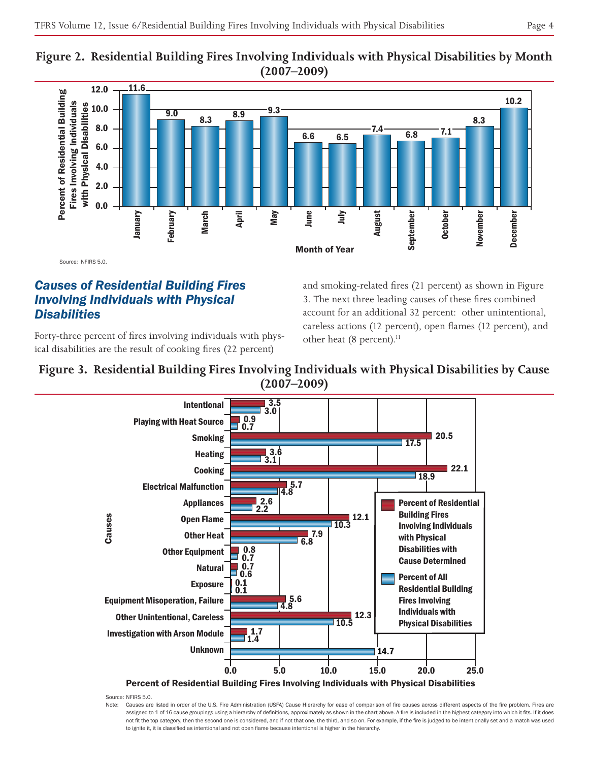**Figure 2. Residential Building Fires Involving Individuals with Physical Disabilities by Month (2007–2009)**

| Month of Year | Percent of Residential Building Fires Involving Individuals with Physical Disabilities |
|---|---|
| January | 11.6 |
| February | 9.0 |
| March | 8.3 |
| April | 8.9 |
| May | 9.3 |
| June | 6.6 |
| July | 6.5 |
| August | 7.4 |
| September | 6.8 |
| October | 7.1 |
| November | 8.3 |
| December | 10.2 |

Source: NFIRS 5.0.

## *Causes of Residential Building Fires Involving Individuals with Physical Disabilities*

Forty-three percent of fires involving individuals with physical disabilities are the result of cooking fires (22 percent) and smoking-related fires (21 percent) as shown in Figure 3. The next three leading causes of these fires combined account for an additional 32 percent: other unintentional, careless actions (12 percent), open flames (12 percent), and other heat (8 percent).[11]

**Figure 3. Residential Building Fires Involving Individuals with Physical Disabilities by Cause (2007–2009)**

| Causes | Percent of Residential Building Fires Involving Individuals with Physical Disabilities with Cause Determined | Percent of All Residential Building Fires Involving Individuals with Physical Disabilities |
|---|---|---|
| Intentional | 3.5 | 3.0 |
| Playing with Heat Source | 0.9 | 0.7 |
| Smoking | 20.5 | 17.5 |
| Heating | 3.6 | 3.1 |
| Cooking | 22.1 | 18.9 |
| Electrical Malfunction | 5.7 | 4.8 |
| Appliances | 2.6 | 2.2 |
| Open Flame | 12.1 | 10.3 |
| Other Heat | 7.9 | 6.8 |
| Other Equipment | 0.8 | 0.7 |
| Natural | 0.7 | 0.6 |
| Exposure | 0.1 | 0.1 |
| Equipment Misoperation, Failure | 5.6 | 4.8 |
| Other Unintentional, Careless | 12.3 | 10.5 |
| Investigation with Arson Module | 1.7 | 1.4 |
| Unknown | | 14.7 |

Source: NFIRS 5.0.

Note: Causes are listed in order of the U.S. Fire Administration (USFA) Cause Hierarchy for ease of comparison of fire causes across different aspects of the fire problem. Fires are assigned to 1 of 16 cause groupings using a hierarchy of definitions, approximately as shown in the chart above. A fire is included in the highest category into which it fits. If it does not fit the top category, then the second one is considered, and if not that one, the third, and so on. For example, if the fire is judged to be intentionally set and a match was used to ignite it, it is classified as intentional and not open flame because intentional is higher in the hierarchy.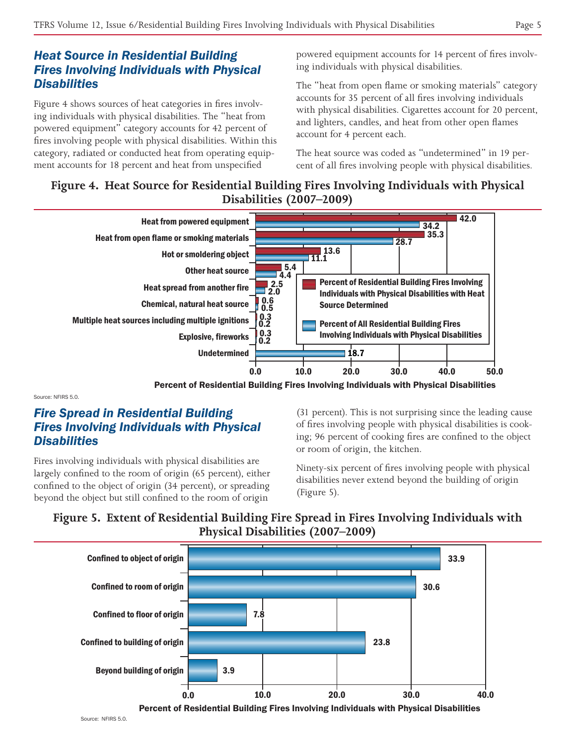## Heat Source in Residential Building Fires Involving Individuals with Physical Disabilities

Figure 4 shows sources of heat categories in fires involving individuals with physical disabilities. The "heat from powered equipment" category accounts for 42 percent of fires involving people with physical disabilities. Within this category, radiated or conducted heat from operating equipment accounts for 18 percent and heat from unspecified powered equipment accounts for 14 percent of fires involving individuals with physical disabilities.

The "heat from open flame or smoking materials" category accounts for 35 percent of all fires involving individuals with physical disabilities. Cigarettes account for 20 percent, and lighters, candles, and heat from other open flames account for 4 percent each.

The heat source was coded as "undetermined" in 19 percent of all fires involving people with physical disabilities.

**Figure 4. Heat Source for Residential Building Fires Involving Individuals with Physical Disabilities (2007–2009)**

| Heat Source | Percent of Residential Building Fires Involving Individuals with Physical Disabilities with Heat Source Determined | Percent of All Residential Building Fires Involving Individuals with Physical Disabilities |
|---|---|---|
| Heat from powered equipment | 42.0 | 34.2 |
| Heat from open flame or smoking materials | 35.3 | 28.7 |
| Hot or smoldering object | 13.6 | 11.1 |
| Other heat source | 5.4 | 4.4 |
| Heat spread from another fire | 2.5 | 2.0 |
| Chemical, natural heat source | 0.6 | 0.5 |
| Multiple heat sources including multiple ignitions | 0.3 | 0.2 |
| Explosive, fireworks | 0.3 | 0.2 |
| Undetermined | | 18.7 |

Percent of Residential Building Fires Involving Individuals with Physical Disabilities

Source: NFIRS 5.0.

## Fire Spread in Residential Building Fires Involving Individuals with Physical Disabilities

Fires involving individuals with physical disabilities are largely confined to the room of origin (65 percent), either confined to the object of origin (34 percent), or spreading beyond the object but still confined to the room of origin (31 percent). This is not surprising since the leading cause of fires involving people with physical disabilities is cooking; 96 percent of cooking fires are confined to the object or room of origin, the kitchen.

Ninety-six percent of fires involving people with physical disabilities never extend beyond the building of origin (Figure 5).

**Figure 5. Extent of Residential Building Fire Spread in Fires Involving Individuals with Physical Disabilities (2007–2009)**

| Extent of Fire Spread | Percent |
|---|---|
| Confined to object of origin | 33.9 |
| Confined to room of origin | 30.6 |
| Confined to floor of origin | 7.8 |
| Confined to building of origin | 23.8 |
| Beyond building of origin | 3.9 |

Percent of Residential Building Fires Involving Individuals with Physical Disabilities

Source: NFIRS 5.0.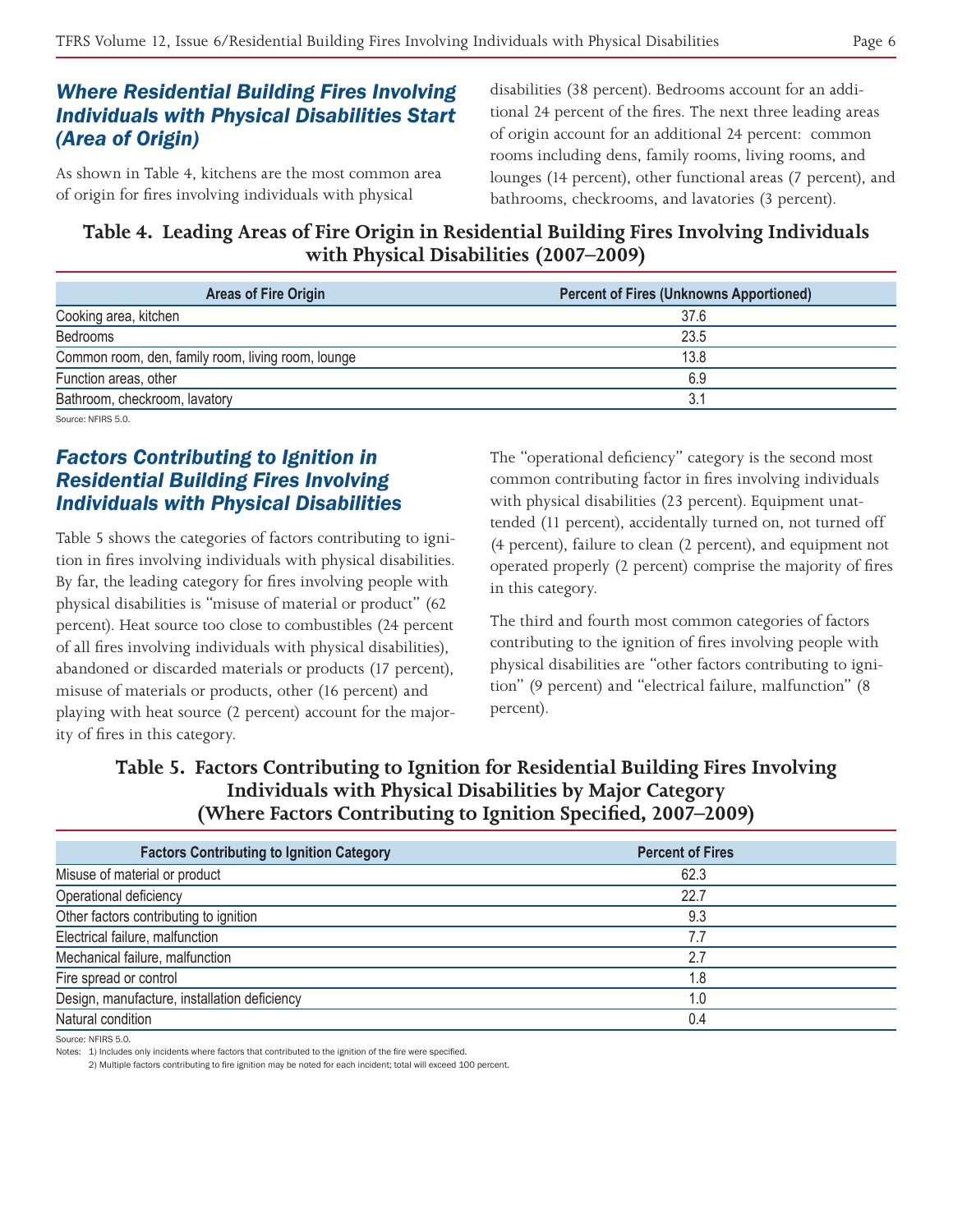## Where Residential Building Fires Involving Individuals with Physical Disabilities Start (Area of Origin)

As shown in Table 4, kitchens are the most common area of origin for fires involving individuals with physical disabilities (38 percent). Bedrooms account for an additional 24 percent of the fires. The next three leading areas of origin account for an additional 24 percent: common rooms including dens, family rooms, living rooms, and lounges (14 percent), other functional areas (7 percent), and bathrooms, checkrooms, and lavatories (3 percent).

**Table 4. Leading Areas of Fire Origin in Residential Building Fires Involving Individuals with Physical Disabilities (2007–2009)**

| Areas of Fire Origin | Percent of Fires (Unknowns Apportioned) |
|---|---|
| Cooking area, kitchen | 37.6 |
| Bedrooms | 23.5 |
| Common room, den, family room, living room, lounge | 13.8 |
| Function areas, other | 6.9 |
| Bathroom, checkroom, lavatory | 3.1 |

Source: NFIRS 5.0.

## Factors Contributing to Ignition in Residential Building Fires Involving Individuals with Physical Disabilities

Table 5 shows the categories of factors contributing to ignition in fires involving individuals with physical disabilities. By far, the leading category for fires involving people with physical disabilities is "misuse of material or product" (62 percent). Heat source too close to combustibles (24 percent of all fires involving individuals with physical disabilities), abandoned or discarded materials or products (17 percent), misuse of materials or products, other (16 percent) and playing with heat source (2 percent) account for the majority of fires in this category.

The "operational deficiency" category is the second most common contributing factor in fires involving individuals with physical disabilities (23 percent). Equipment unattended (11 percent), accidentally turned on, not turned off (4 percent), failure to clean (2 percent), and equipment not operated properly (2 percent) comprise the majority of fires in this category.

The third and fourth most common categories of factors contributing to the ignition of fires involving people with physical disabilities are "other factors contributing to ignition" (9 percent) and "electrical failure, malfunction" (8 percent).

**Table 5. Factors Contributing to Ignition for Residential Building Fires Involving Individuals with Physical Disabilities by Major Category (Where Factors Contributing to Ignition Specified, 2007–2009)**

| Factors Contributing to Ignition Category | Percent of Fires |
|---|---|
| Misuse of material or product | 62.3 |
| Operational deficiency | 22.7 |
| Other factors contributing to ignition | 9.3 |
| Electrical failure, malfunction | 7.7 |
| Mechanical failure, malfunction | 2.7 |
| Fire spread or control | 1.8 |
| Design, manufacture, installation deficiency | 1.0 |
| Natural condition | 0.4 |

Source: NFIRS 5.0.

Notes: 1) Includes only incidents where factors that contributed to the ignition of the fire were specified.
2) Multiple factors contributing to fire ignition may be noted for each incident; total will exceed 100 percent.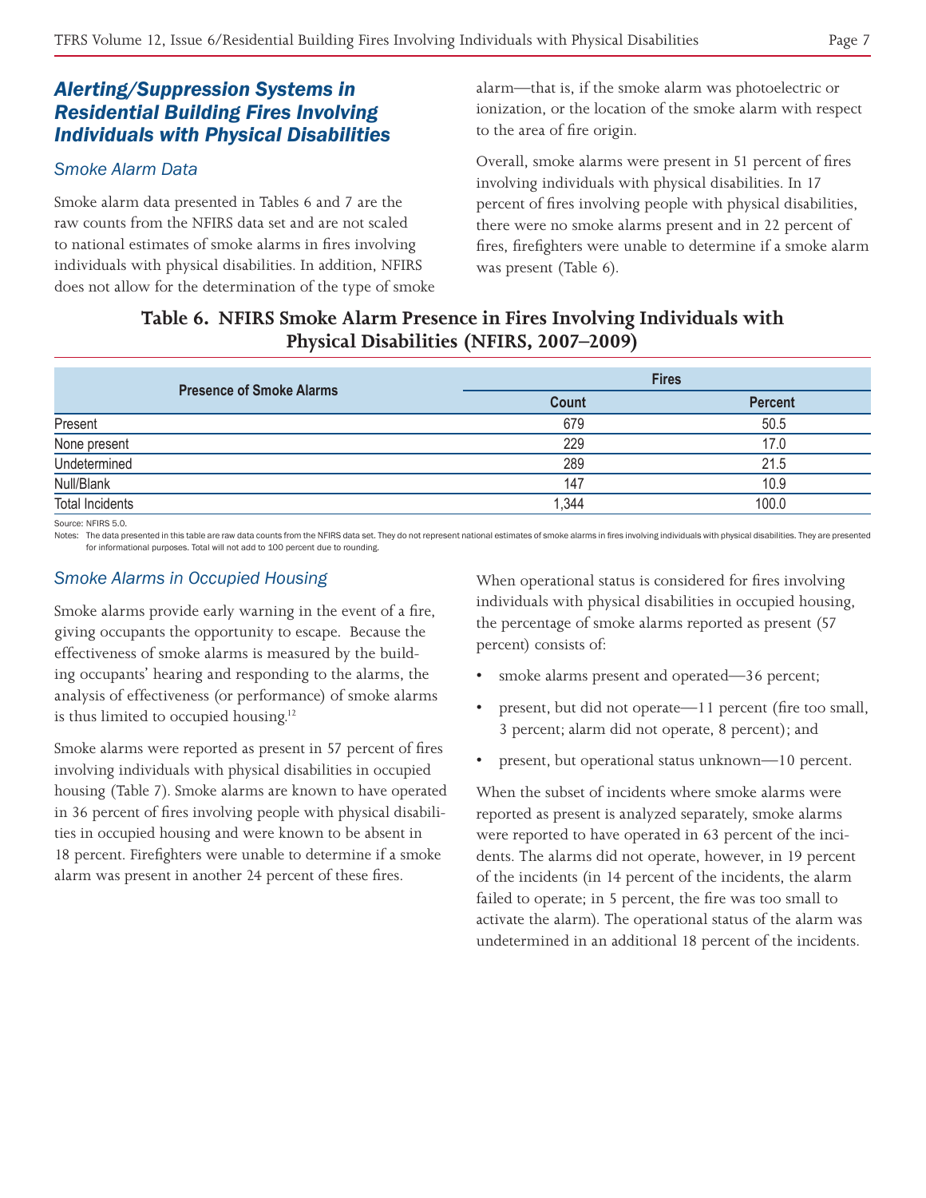## Alerting/Suppression Systems in Residential Building Fires Involving Individuals with Physical Disabilities

### Smoke Alarm Data

Smoke alarm data presented in Tables 6 and 7 are the raw counts from the NFIRS data set and are not scaled to national estimates of smoke alarms in fires involving individuals with physical disabilities. In addition, NFIRS does not allow for the determination of the type of smoke alarm—that is, if the smoke alarm was photoelectric or ionization, or the location of the smoke alarm with respect to the area of fire origin.

Overall, smoke alarms were present in 51 percent of fires involving individuals with physical disabilities. In 17 percent of fires involving people with physical disabilities, there were no smoke alarms present and in 22 percent of fires, firefighters were unable to determine if a smoke alarm was present (Table 6).

**Table 6. NFIRS Smoke Alarm Presence in Fires Involving Individuals with Physical Disabilities (NFIRS, 2007–2009)**

| Presence of Smoke Alarms | Fires | |
|---|---|---|
| | Count | Percent |
| Present | 679 | 50.5 |
| None present | 229 | 17.0 |
| Undetermined | 289 | 21.5 |
| Null/Blank | 147 | 10.9 |
| Total Incidents | 1,344 | 100.0 |

Source: NFIRS 5.0.

Notes: The data presented in this table are raw data counts from the NFIRS data set. They do not represent national estimates of smoke alarms in fires involving individuals with physical disabilities. They are presented for informational purposes. Total will not add to 100 percent due to rounding.

### Smoke Alarms in Occupied Housing

Smoke alarms provide early warning in the event of a fire, giving occupants the opportunity to escape. Because the effectiveness of smoke alarms is measured by the building occupants' hearing and responding to the alarms, the analysis of effectiveness (or performance) of smoke alarms is thus limited to occupied housing.[12]

Smoke alarms were reported as present in 57 percent of fires involving individuals with physical disabilities in occupied housing (Table 7). Smoke alarms are known to have operated in 36 percent of fires involving people with physical disabilities in occupied housing and were known to be absent in 18 percent. Firefighters were unable to determine if a smoke alarm was present in another 24 percent of these fires.

When operational status is considered for fires involving individuals with physical disabilities in occupied housing, the percentage of smoke alarms reported as present (57 percent) consists of:

- smoke alarms present and operated—36 percent;
- present, but did not operate—11 percent (fire too small, 3 percent; alarm did not operate, 8 percent); and
- present, but operational status unknown—10 percent.

When the subset of incidents where smoke alarms were reported as present is analyzed separately, smoke alarms were reported to have operated in 63 percent of the incidents. The alarms did not operate, however, in 19 percent of the incidents (in 14 percent of the incidents, the alarm failed to operate; in 5 percent, the fire was too small to activate the alarm). The operational status of the alarm was undetermined in an additional 18 percent of the incidents.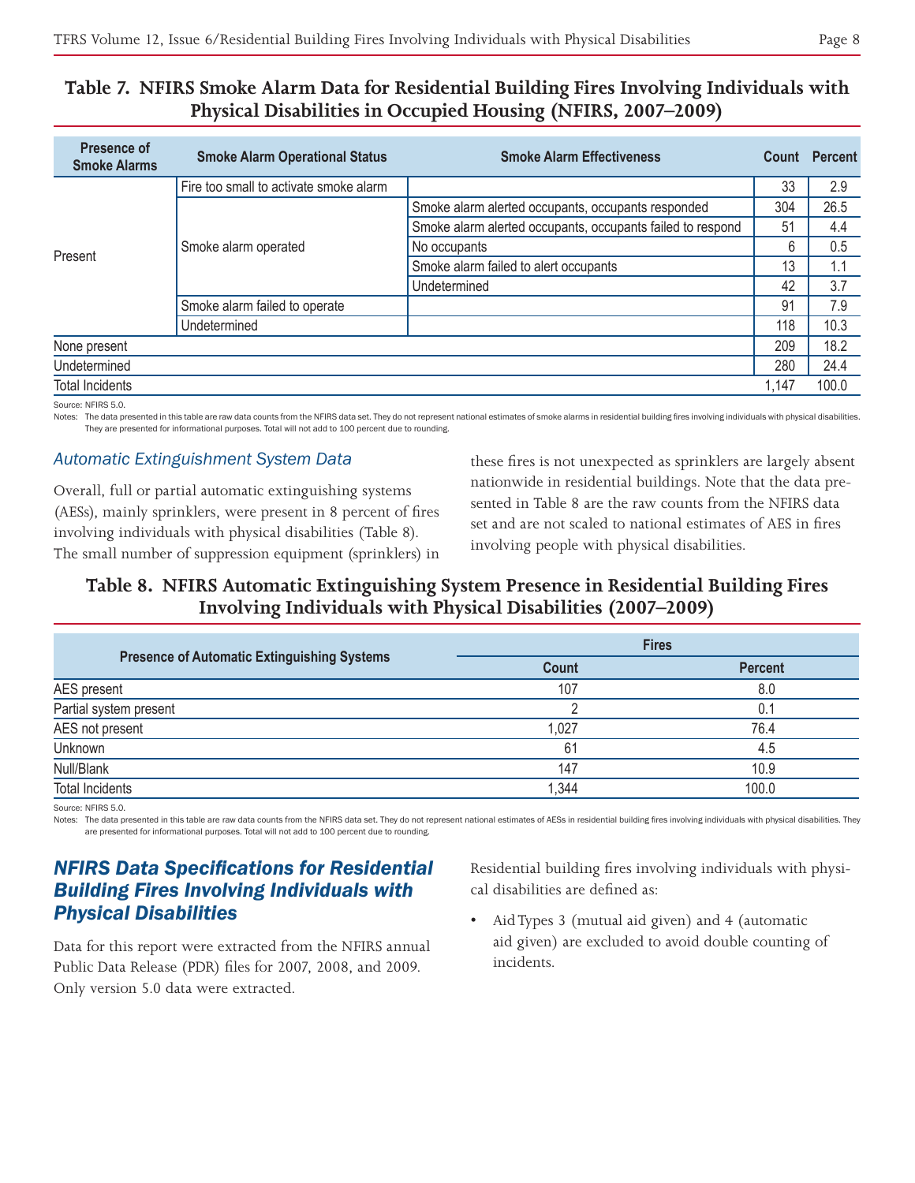## Table 7. NFIRS Smoke Alarm Data for Residential Building Fires Involving Individuals with Physical Disabilities in Occupied Housing (NFIRS, 2007–2009)

| Presence of Smoke Alarms | Smoke Alarm Operational Status | Smoke Alarm Effectiveness | Count | Percent |
|---|---|---|---|---|
| Present | Fire too small to activate smoke alarm | | 33 | 2.9 |
| | Smoke alarm operated | Smoke alarm alerted occupants, occupants responded | 304 | 26.5 |
| | | Smoke alarm alerted occupants, occupants failed to respond | 51 | 4.4 |
| | | No occupants | 6 | 0.5 |
| | | Smoke alarm failed to alert occupants | 13 | 1.1 |
| | | Undetermined | 42 | 3.7 |
| | Smoke alarm failed to operate | | 91 | 7.9 |
| | Undetermined | | 118 | 10.3 |
| None present | | | 209 | 18.2 |
| Undetermined | | | 280 | 24.4 |
| Total Incidents | | | 1,147 | 100.0 |

Source: NFIRS 5.0.
Notes: The data presented in this table are raw data counts from the NFIRS data set. They do not represent national estimates of smoke alarms in residential building fires involving individuals with physical disabilities. They are presented for informational purposes. Total will not add to 100 percent due to rounding.

### Automatic Extinguishment System Data

Overall, full or partial automatic extinguishing systems (AESs), mainly sprinklers, were present in 8 percent of fires involving individuals with physical disabilities (Table 8). The small number of suppression equipment (sprinklers) in these fires is not unexpected as sprinklers are largely absent nationwide in residential buildings. Note that the data presented in Table 8 are the raw counts from the NFIRS data set and are not scaled to national estimates of AES in fires involving people with physical disabilities.

## Table 8. NFIRS Automatic Extinguishing System Presence in Residential Building Fires Involving Individuals with Physical Disabilities (2007–2009)

| Presence of Automatic Extinguishing Systems | Fires | |
|---|---|---|
| | Count | Percent |
| AES present | 107 | 8.0 |
| Partial system present | 2 | 0.1 |
| AES not present | 1,027 | 76.4 |
| Unknown | 61 | 4.5 |
| Null/Blank | 147 | 10.9 |
| Total Incidents | 1,344 | 100.0 |

Source: NFIRS 5.0.
Notes: The data presented in this table are raw data counts from the NFIRS data set. They do not represent national estimates of AESs in residential building fires involving individuals with physical disabilities. They are presented for informational purposes. Total will not add to 100 percent due to rounding.

## *NFIRS Data Specifications for Residential Building Fires Involving Individuals with Physical Disabilities*

Data for this report were extracted from the NFIRS annual Public Data Release (PDR) files for 2007, 2008, and 2009. Only version 5.0 data were extracted.

Residential building fires involving individuals with physical disabilities are defined as:

- Aid Types 3 (mutual aid given) and 4 (automatic aid given) are excluded to avoid double counting of incidents.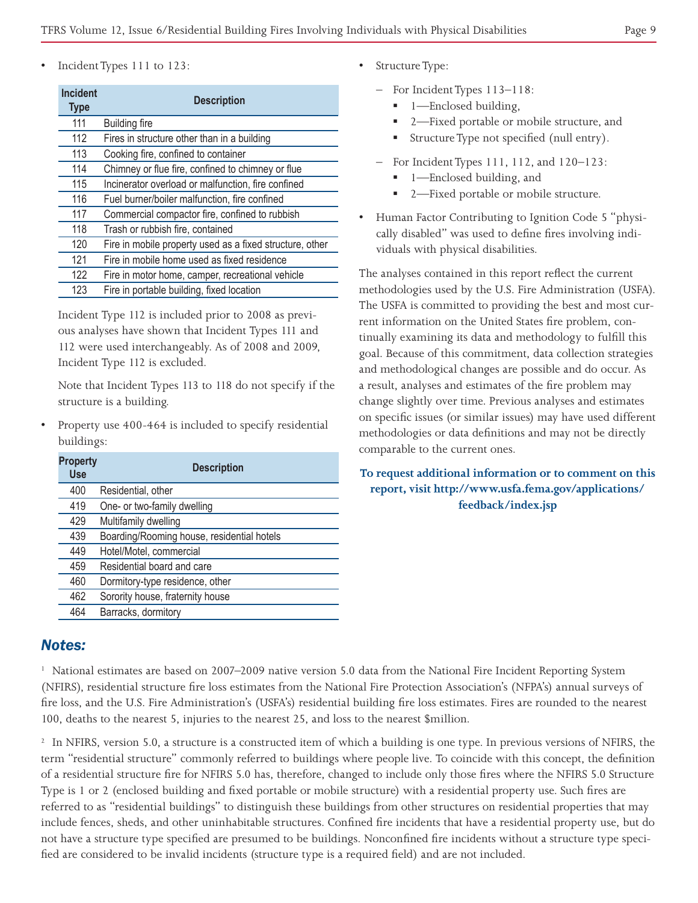- Incident Types 111 to 123:

| Incident Type | Description |
|---|---|
| 111 | Building fire |
| 112 | Fires in structure other than in a building |
| 113 | Cooking fire, confined to container |
| 114 | Chimney or flue fire, confined to chimney or flue |
| 115 | Incinerator overload or malfunction, fire confined |
| 116 | Fuel burner/boiler malfunction, fire confined |
| 117 | Commercial compactor fire, confined to rubbish |
| 118 | Trash or rubbish fire, contained |
| 120 | Fire in mobile property used as a fixed structure, other |
| 121 | Fire in mobile home used as fixed residence |
| 122 | Fire in motor home, camper, recreational vehicle |
| 123 | Fire in portable building, fixed location |

  Incident Type 112 is included prior to 2008 as previous analyses have shown that Incident Types 111 and 112 were used interchangeably. As of 2008 and 2009, Incident Type 112 is excluded.

  Note that Incident Types 113 to 118 do not specify if the structure is a building.

- Property use 400-464 is included to specify residential buildings:

| Property Use | Description |
|---|---|
| 400 | Residential, other |
| 419 | One- or two-family dwelling |
| 429 | Multifamily dwelling |
| 439 | Boarding/Rooming house, residential hotels |
| 449 | Hotel/Motel, commercial |
| 459 | Residential board and care |
| 460 | Dormitory-type residence, other |
| 462 | Sorority house, fraternity house |
| 464 | Barracks, dormitory |

- Structure Type:
  - For Incident Types 113–118:
    - 1—Enclosed building,
    - 2—Fixed portable or mobile structure, and
    - Structure Type not specified (null entry).
  - For Incident Types 111, 112, and 120–123:
    - 1—Enclosed building, and
    - 2—Fixed portable or mobile structure.
- Human Factor Contributing to Ignition Code 5 "physically disabled" was used to define fires involving individuals with physical disabilities.

The analyses contained in this report reflect the current methodologies used by the U.S. Fire Administration (USFA). The USFA is committed to providing the best and most current information on the United States fire problem, continually examining its data and methodology to fulfill this goal. Because of this commitment, data collection strategies and methodological changes are possible and do occur. As a result, analyses and estimates of the fire problem may change slightly over time. Previous analyses and estimates on specific issues (or similar issues) may have used different methodologies or data definitions and may not be directly comparable to the current ones.

**To request additional information or to comment on this report, visit http://www.usfa.fema.gov/applications/feedback/index.jsp**

## *Notes:*

[1] National estimates are based on 2007–2009 native version 5.0 data from the National Fire Incident Reporting System (NFIRS), residential structure fire loss estimates from the National Fire Protection Association's (NFPA's) annual surveys of fire loss, and the U.S. Fire Administration's (USFA's) residential building fire loss estimates. Fires are rounded to the nearest 100, deaths to the nearest 5, injuries to the nearest 25, and loss to the nearest $million.

[2] In NFIRS, version 5.0, a structure is a constructed item of which a building is one type. In previous versions of NFIRS, the term "residential structure" commonly referred to buildings where people live. To coincide with this concept, the definition of a residential structure fire for NFIRS 5.0 has, therefore, changed to include only those fires where the NFIRS 5.0 Structure Type is 1 or 2 (enclosed building and fixed portable or mobile structure) with a residential property use. Such fires are referred to as "residential buildings" to distinguish these buildings from other structures on residential properties that may include fences, sheds, and other uninhabitable structures. Confined fire incidents that have a residential property use, but do not have a structure type specified are presumed to be buildings. Nonconfined fire incidents without a structure type specified are considered to be invalid incidents (structure type is a required field) and are not included.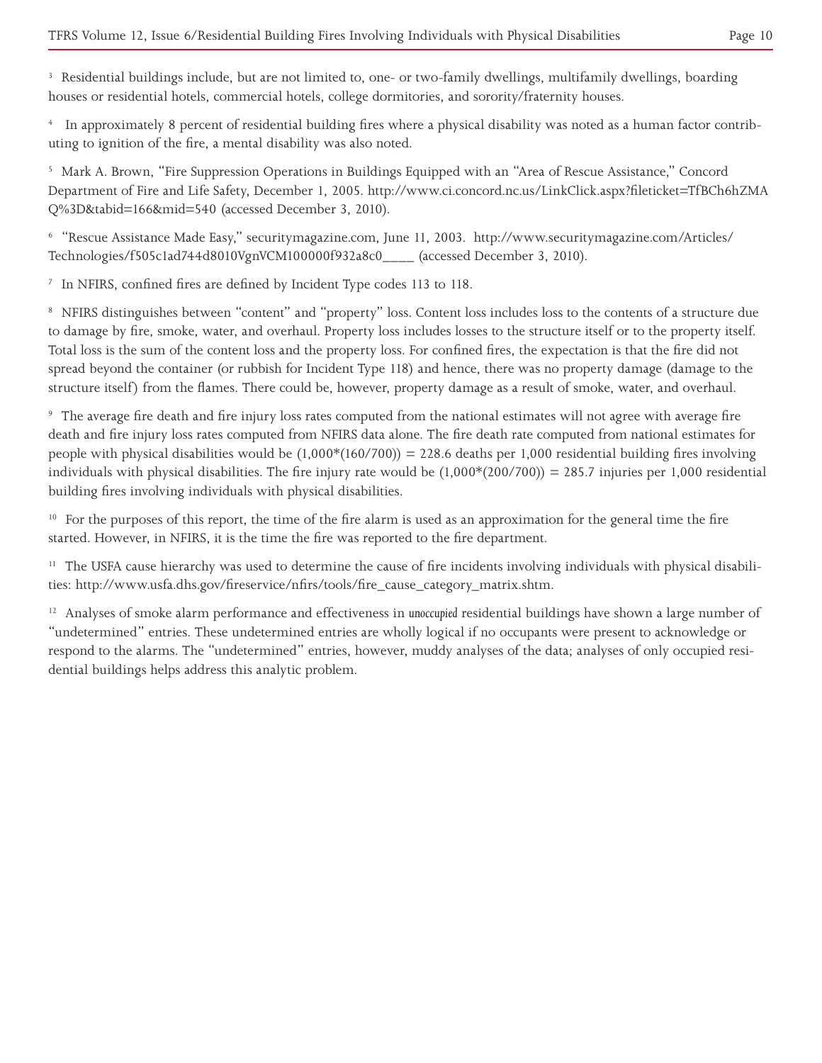[3] Residential buildings include, but are not limited to, one- or two-family dwellings, multifamily dwellings, boarding houses or residential hotels, commercial hotels, college dormitories, and sorority/fraternity houses.

[4] In approximately 8 percent of residential building fires where a physical disability was noted as a human factor contributing to ignition of the fire, a mental disability was also noted.

[5] Mark A. Brown, "Fire Suppression Operations in Buildings Equipped with an "Area of Rescue Assistance," Concord Department of Fire and Life Safety, December 1, 2005. http://www.ci.concord.nc.us/LinkClick.aspx?fileticket=TfBCh6hZMAQ%3D&tabid=166&mid=540 (accessed December 3, 2010).

[6] "Rescue Assistance Made Easy," securitymagazine.com, June 11, 2003. http://www.securitymagazine.com/Articles/Technologies/f505c1ad744d8010VgnVCM100000f932a8c0____ (accessed December 3, 2010).

[7] In NFIRS, confined fires are defined by Incident Type codes 113 to 118.

[8] NFIRS distinguishes between "content" and "property" loss. Content loss includes loss to the contents of a structure due to damage by fire, smoke, water, and overhaul. Property loss includes losses to the structure itself or to the property itself. Total loss is the sum of the content loss and the property loss. For confined fires, the expectation is that the fire did not spread beyond the container (or rubbish for Incident Type 118) and hence, there was no property damage (damage to the structure itself) from the flames. There could be, however, property damage as a result of smoke, water, and overhaul.

[9] The average fire death and fire injury loss rates computed from the national estimates will not agree with average fire death and fire injury loss rates computed from NFIRS data alone. The fire death rate computed from national estimates for people with physical disabilities would be $(1,000*(160/700)) = 228.6$ deaths per 1,000 residential building fires involving individuals with physical disabilities. The fire injury rate would be $(1,000*(200/700)) = 285.7$ injuries per 1,000 residential building fires involving individuals with physical disabilities.

[10] For the purposes of this report, the time of the fire alarm is used as an approximation for the general time the fire started. However, in NFIRS, it is the time the fire was reported to the fire department.

[11] The USFA cause hierarchy was used to determine the cause of fire incidents involving individuals with physical disabilities: http://www.usfa.dhs.gov/fireservice/nfirs/tools/fire_cause_category_matrix.shtm.

[12] Analyses of smoke alarm performance and effectiveness in *unoccupied* residential buildings have shown a large number of "undetermined" entries. These undetermined entries are wholly logical if no occupants were present to acknowledge or respond to the alarms. The "undetermined" entries, however, muddy analyses of the data; analyses of only occupied residential buildings helps address this analytic problem.